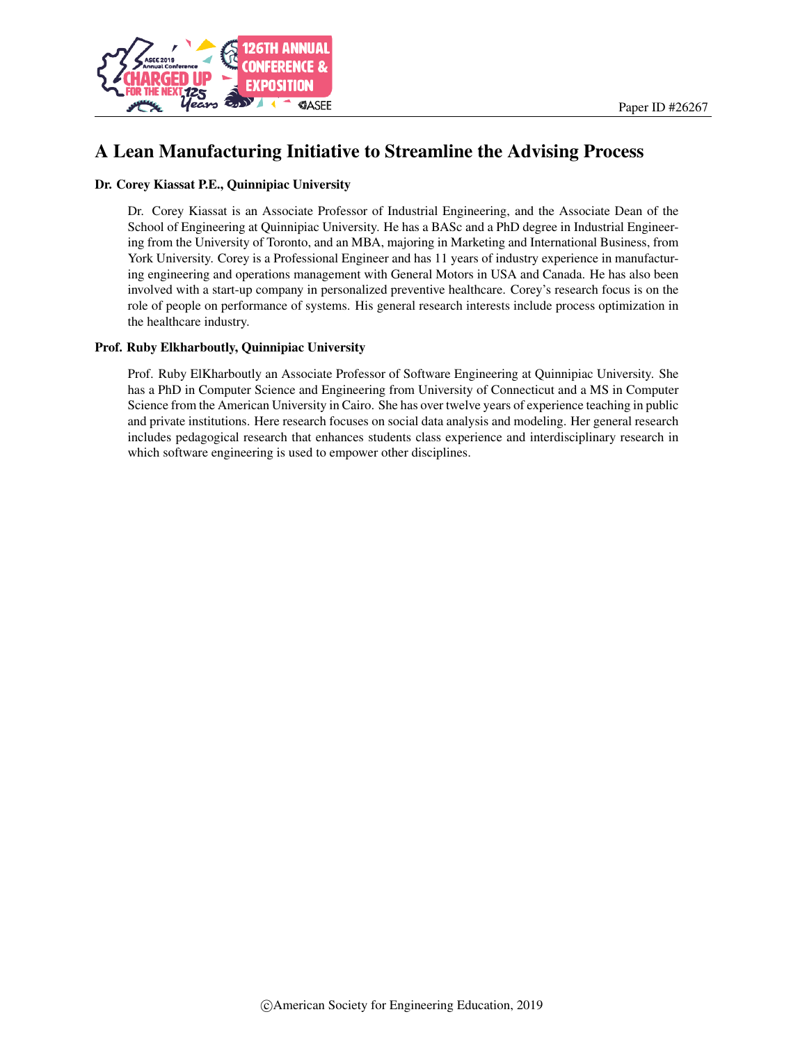Paper ID #26267

# A Lean Manufacturing Initiative to Streamline the Advising Process

**Dr. Corey Kiassat P.E., Quinnipiac University**

Dr. Corey Kiassat is an Associate Professor of Industrial Engineering, and the Associate Dean of the School of Engineering at Quinnipiac University. He has a BASc and a PhD degree in Industrial Engineering from the University of Toronto, and an MBA, majoring in Marketing and International Business, from York University. Corey is a Professional Engineer and has 11 years of industry experience in manufacturing engineering and operations management with General Motors in USA and Canada. He has also been involved with a start-up company in personalized preventive healthcare. Corey's research focus is on the role of people on performance of systems. His general research interests include process optimization in the healthcare industry.

**Prof. Ruby Elkharboutly, Quinnipiac University**

Prof. Ruby ElKharboutly an Associate Professor of Software Engineering at Quinnipiac University. She has a PhD in Computer Science and Engineering from University of Connecticut and a MS in Computer Science from the American University in Cairo. She has over twelve years of experience teaching in public and private institutions. Here research focuses on social data analysis and modeling. Her general research includes pedagogical research that enhances students class experience and interdisciplinary research in which software engineering is used to empower other disciplines.

©American Society for Engineering Education, 2019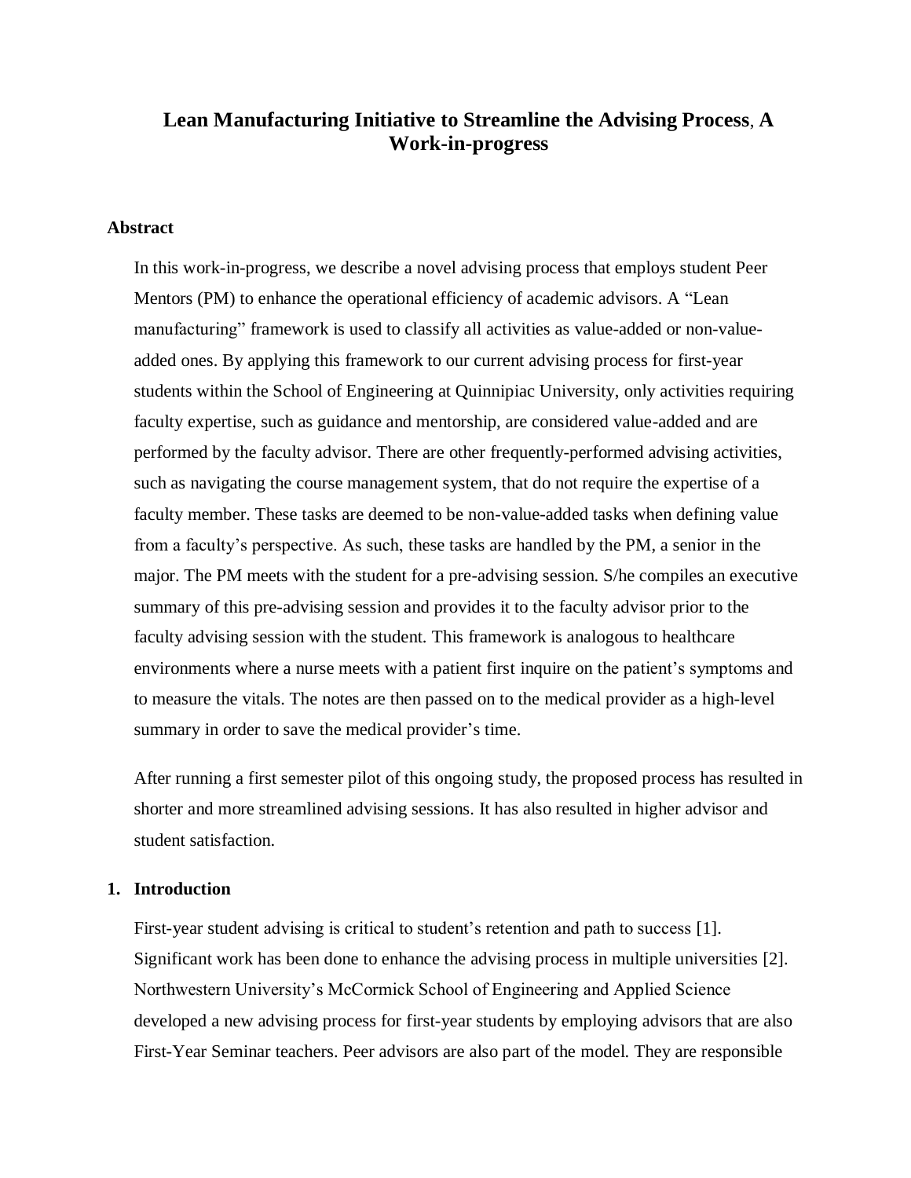# Lean Manufacturing Initiative to Streamline the Advising Process, A Work-in-progress

## Abstract

In this work-in-progress, we describe a novel advising process that employs student Peer Mentors (PM) to enhance the operational efficiency of academic advisors. A "Lean manufacturing" framework is used to classify all activities as value-added or non-value-added ones. By applying this framework to our current advising process for first-year students within the School of Engineering at Quinnipiac University, only activities requiring faculty expertise, such as guidance and mentorship, are considered value-added and are performed by the faculty advisor. There are other frequently-performed advising activities, such as navigating the course management system, that do not require the expertise of a faculty member. These tasks are deemed to be non-value-added tasks when defining value from a faculty's perspective. As such, these tasks are handled by the PM, a senior in the major. The PM meets with the student for a pre-advising session. S/he compiles an executive summary of this pre-advising session and provides it to the faculty advisor prior to the faculty advising session with the student. This framework is analogous to healthcare environments where a nurse meets with a patient first inquire on the patient's symptoms and to measure the vitals. The notes are then passed on to the medical provider as a high-level summary in order to save the medical provider's time.

After running a first semester pilot of this ongoing study, the proposed process has resulted in shorter and more streamlined advising sessions. It has also resulted in higher advisor and student satisfaction.

## 1. Introduction

First-year student advising is critical to student's retention and path to success [1]. Significant work has been done to enhance the advising process in multiple universities [2]. Northwestern University's McCormick School of Engineering and Applied Science developed a new advising process for first-year students by employing advisors that are also First-Year Seminar teachers. Peer advisors are also part of the model. They are responsible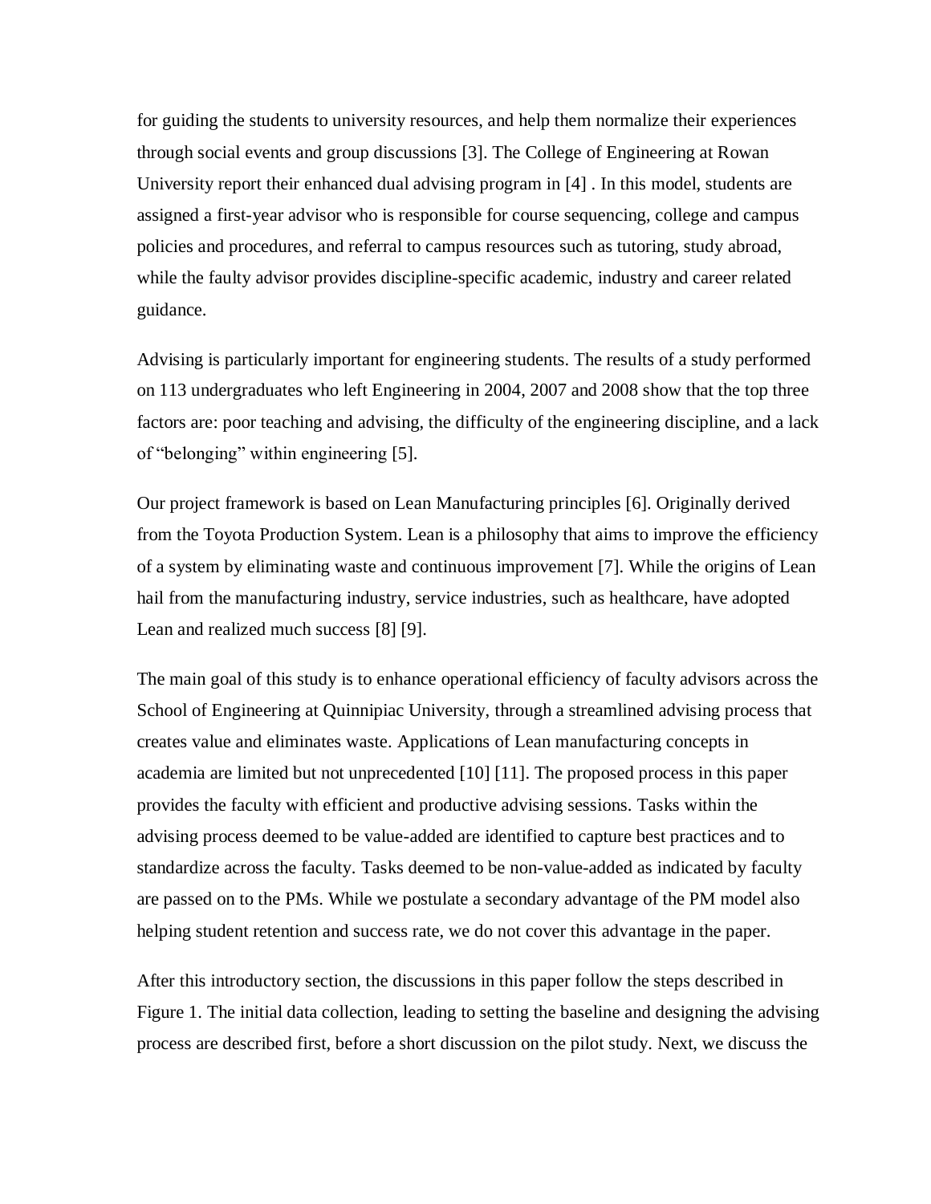for guiding the students to university resources, and help them normalize their experiences through social events and group discussions [3]. The College of Engineering at Rowan University report their enhanced dual advising program in [4] . In this model, students are assigned a first-year advisor who is responsible for course sequencing, college and campus policies and procedures, and referral to campus resources such as tutoring, study abroad, while the faulty advisor provides discipline-specific academic, industry and career related guidance.

Advising is particularly important for engineering students. The results of a study performed on 113 undergraduates who left Engineering in 2004, 2007 and 2008 show that the top three factors are: poor teaching and advising, the difficulty of the engineering discipline, and a lack of "belonging" within engineering [5].

Our project framework is based on Lean Manufacturing principles [6]. Originally derived from the Toyota Production System. Lean is a philosophy that aims to improve the efficiency of a system by eliminating waste and continuous improvement [7]. While the origins of Lean hail from the manufacturing industry, service industries, such as healthcare, have adopted Lean and realized much success [8] [9].

The main goal of this study is to enhance operational efficiency of faculty advisors across the School of Engineering at Quinnipiac University, through a streamlined advising process that creates value and eliminates waste. Applications of Lean manufacturing concepts in academia are limited but not unprecedented [10] [11]. The proposed process in this paper provides the faculty with efficient and productive advising sessions. Tasks within the advising process deemed to be value-added are identified to capture best practices and to standardize across the faculty. Tasks deemed to be non-value-added as indicated by faculty are passed on to the PMs. While we postulate a secondary advantage of the PM model also helping student retention and success rate, we do not cover this advantage in the paper.

After this introductory section, the discussions in this paper follow the steps described in Figure 1. The initial data collection, leading to setting the baseline and designing the advising process are described first, before a short discussion on the pilot study. Next, we discuss the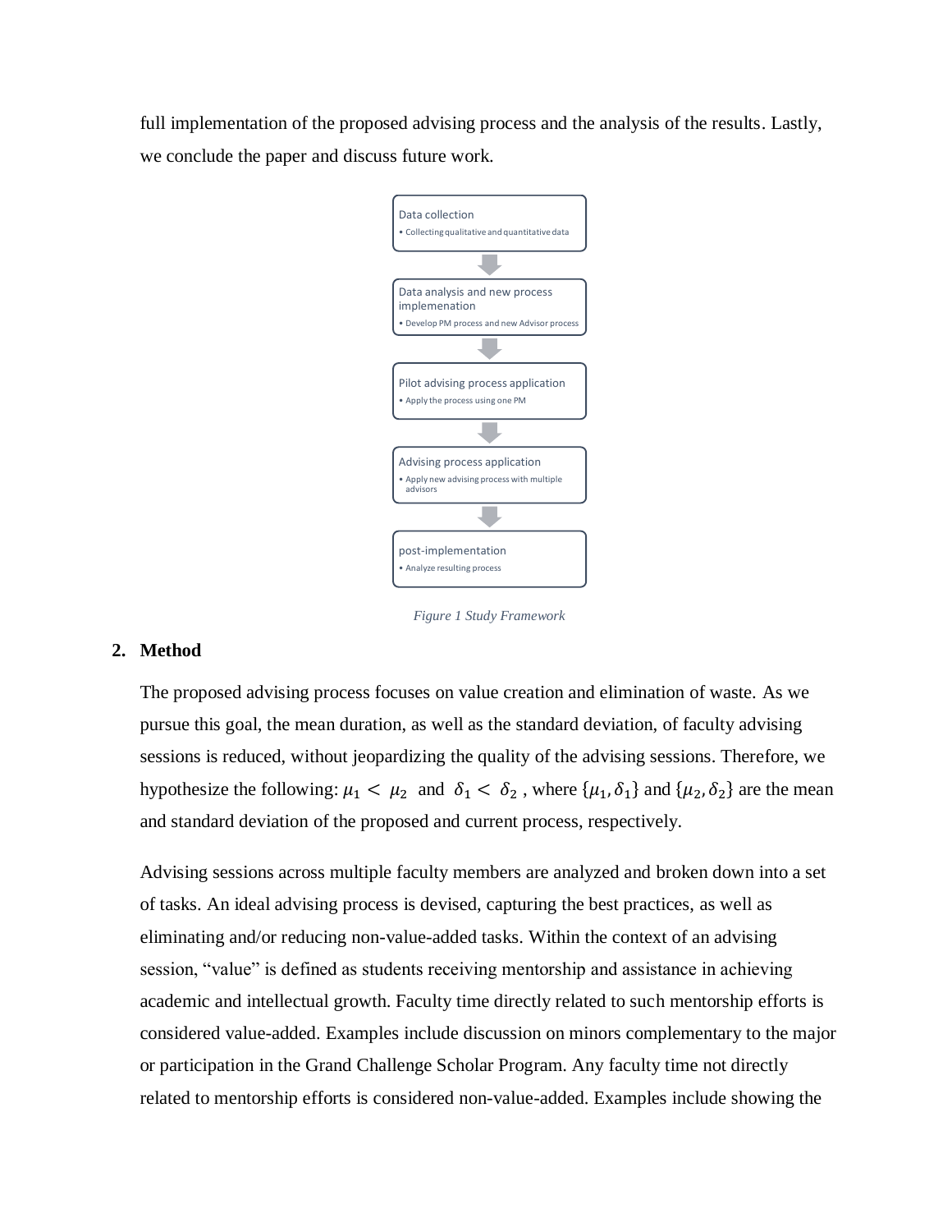full implementation of the proposed advising process and the analysis of the results. Lastly, we conclude the paper and discuss future work.

Data collection
- Collecting qualitative and quantitative data

Data analysis and new process implemenation
- Develop PM process and new Advisor process

Pilot advising process application
- Apply the process using one PM

Advising process application
- Apply new advising process with multiple advisors

post-implementation
- Analyze resulting process

*Figure 1 Study Framework*

## 2. Method

The proposed advising process focuses on value creation and elimination of waste. As we pursue this goal, the mean duration, as well as the standard deviation, of faculty advising sessions is reduced, without jeopardizing the quality of the advising sessions. Therefore, we hypothesize the following: $\mu_1 < \mu_2$ and $\delta_1 < \delta_2$ , where $\{\mu_1, \delta_1\}$ and $\{\mu_2, \delta_2\}$ are the mean and standard deviation of the proposed and current process, respectively.

Advising sessions across multiple faculty members are analyzed and broken down into a set of tasks. An ideal advising process is devised, capturing the best practices, as well as eliminating and/or reducing non-value-added tasks. Within the context of an advising session, "value" is defined as students receiving mentorship and assistance in achieving academic and intellectual growth. Faculty time directly related to such mentorship efforts is considered value-added. Examples include discussion on minors complementary to the major or participation in the Grand Challenge Scholar Program. Any faculty time not directly related to mentorship efforts is considered non-value-added. Examples include showing the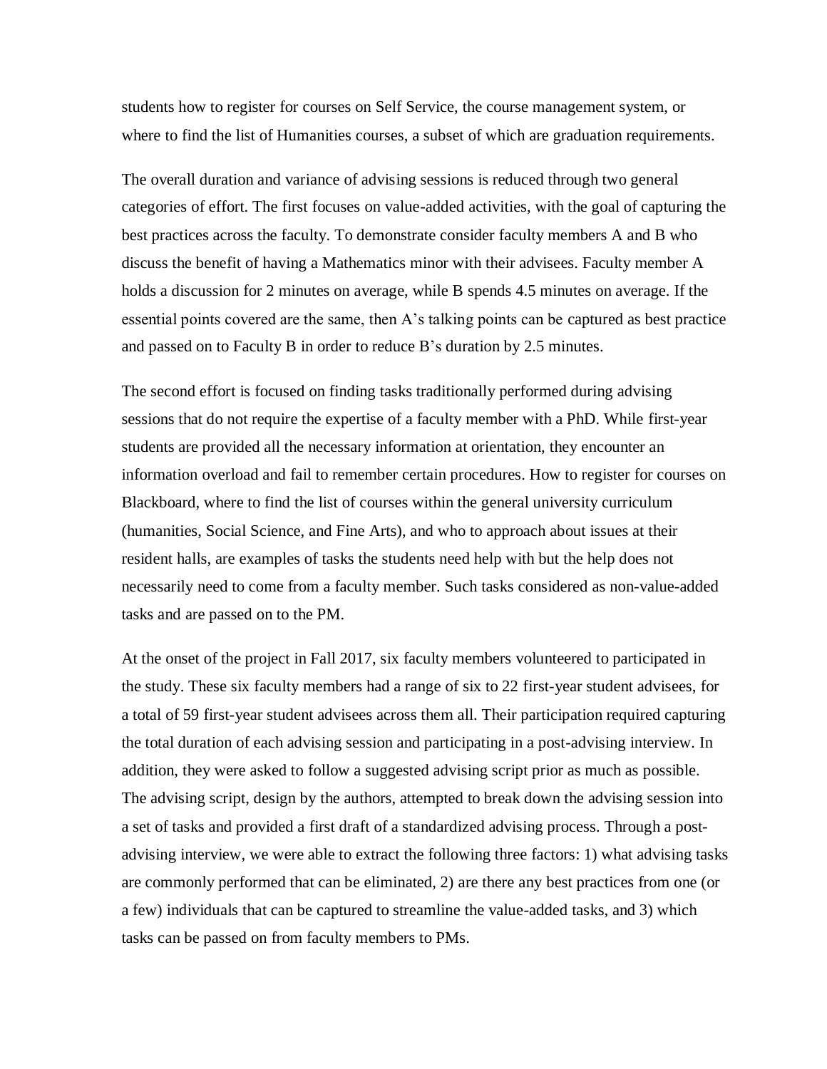students how to register for courses on Self Service, the course management system, or where to find the list of Humanities courses, a subset of which are graduation requirements.

The overall duration and variance of advising sessions is reduced through two general categories of effort. The first focuses on value-added activities, with the goal of capturing the best practices across the faculty. To demonstrate consider faculty members A and B who discuss the benefit of having a Mathematics minor with their advisees. Faculty member A holds a discussion for 2 minutes on average, while B spends 4.5 minutes on average. If the essential points covered are the same, then A's talking points can be captured as best practice and passed on to Faculty B in order to reduce B's duration by 2.5 minutes.

The second effort is focused on finding tasks traditionally performed during advising sessions that do not require the expertise of a faculty member with a PhD. While first-year students are provided all the necessary information at orientation, they encounter an information overload and fail to remember certain procedures. How to register for courses on Blackboard, where to find the list of courses within the general university curriculum (humanities, Social Science, and Fine Arts), and who to approach about issues at their resident halls, are examples of tasks the students need help with but the help does not necessarily need to come from a faculty member. Such tasks considered as non-value-added tasks and are passed on to the PM.

At the onset of the project in Fall 2017, six faculty members volunteered to participated in the study. These six faculty members had a range of six to 22 first-year student advisees, for a total of 59 first-year student advisees across them all. Their participation required capturing the total duration of each advising session and participating in a post-advising interview. In addition, they were asked to follow a suggested advising script prior as much as possible. The advising script, design by the authors, attempted to break down the advising session into a set of tasks and provided a first draft of a standardized advising process. Through a post-advising interview, we were able to extract the following three factors: 1) what advising tasks are commonly performed that can be eliminated, 2) are there any best practices from one (or a few) individuals that can be captured to streamline the value-added tasks, and 3) which tasks can be passed on from faculty members to PMs.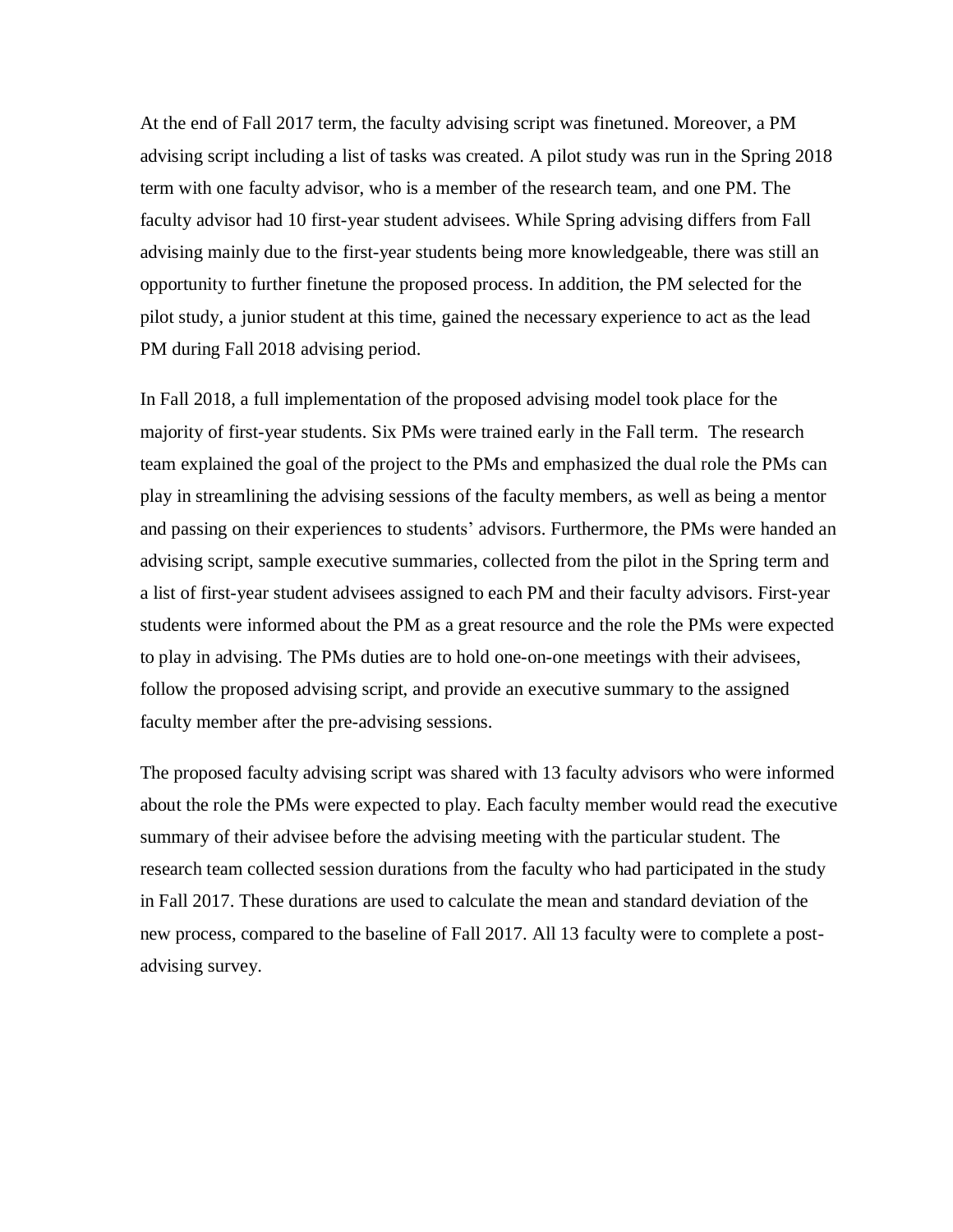At the end of Fall 2017 term, the faculty advising script was finetuned. Moreover, a PM advising script including a list of tasks was created. A pilot study was run in the Spring 2018 term with one faculty advisor, who is a member of the research team, and one PM. The faculty advisor had 10 first-year student advisees. While Spring advising differs from Fall advising mainly due to the first-year students being more knowledgeable, there was still an opportunity to further finetune the proposed process. In addition, the PM selected for the pilot study, a junior student at this time, gained the necessary experience to act as the lead PM during Fall 2018 advising period.

In Fall 2018, a full implementation of the proposed advising model took place for the majority of first-year students. Six PMs were trained early in the Fall term. The research team explained the goal of the project to the PMs and emphasized the dual role the PMs can play in streamlining the advising sessions of the faculty members, as well as being a mentor and passing on their experiences to students' advisors. Furthermore, the PMs were handed an advising script, sample executive summaries, collected from the pilot in the Spring term and a list of first-year student advisees assigned to each PM and their faculty advisors. First-year students were informed about the PM as a great resource and the role the PMs were expected to play in advising. The PMs duties are to hold one-on-one meetings with their advisees, follow the proposed advising script, and provide an executive summary to the assigned faculty member after the pre-advising sessions.

The proposed faculty advising script was shared with 13 faculty advisors who were informed about the role the PMs were expected to play. Each faculty member would read the executive summary of their advisee before the advising meeting with the particular student. The research team collected session durations from the faculty who had participated in the study in Fall 2017. These durations are used to calculate the mean and standard deviation of the new process, compared to the baseline of Fall 2017. All 13 faculty were to complete a post-advising survey.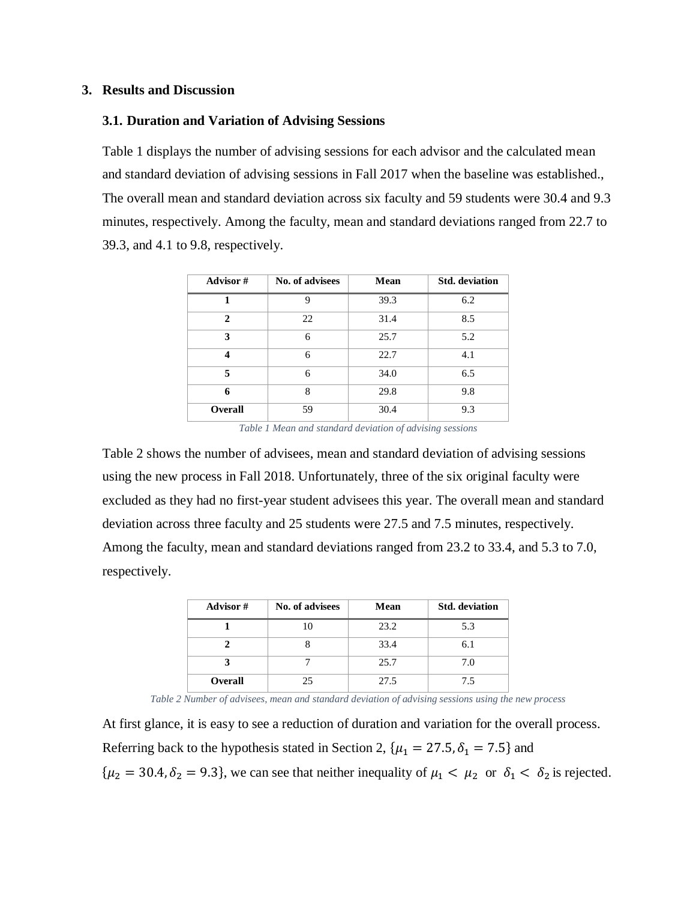## 3. Results and Discussion

### 3.1. Duration and Variation of Advising Sessions

Table 1 displays the number of advising sessions for each advisor and the calculated mean and standard deviation of advising sessions in Fall 2017 when the baseline was established., The overall mean and standard deviation across six faculty and 59 students were 30.4 and 9.3 minutes, respectively. Among the faculty, mean and standard deviations ranged from 22.7 to 39.3, and 4.1 to 9.8, respectively.

| Advisor # | No. of advisees | Mean | Std. deviation |
|---|---|---|---|
| **1** | 9 | 39.3 | 6.2 |
| **2** | 22 | 31.4 | 8.5 |
| **3** | 6 | 25.7 | 5.2 |
| **4** | 6 | 22.7 | 4.1 |
| **5** | 6 | 34.0 | 6.5 |
| **6** | 8 | 29.8 | 9.8 |
| **Overall** | 59 | 30.4 | 9.3 |

*Table 1 Mean and standard deviation of advising sessions*

Table 2 shows the number of advisees, mean and standard deviation of advising sessions using the new process in Fall 2018. Unfortunately, three of the six original faculty were excluded as they had no first-year student advisees this year. The overall mean and standard deviation across three faculty and 25 students were 27.5 and 7.5 minutes, respectively. Among the faculty, mean and standard deviations ranged from 23.2 to 33.4, and 5.3 to 7.0, respectively.

| Advisor # | No. of advisees | Mean | Std. deviation |
|---|---|---|---|
| **1** | 10 | 23.2 | 5.3 |
| **2** | 8 | 33.4 | 6.1 |
| **3** | 7 | 25.7 | 7.0 |
| **Overall** | 25 | 27.5 | 7.5 |

*Table 2 Number of advisees, mean and standard deviation of advising sessions using the new process*

At first glance, it is easy to see a reduction of duration and variation for the overall process. Referring back to the hypothesis stated in Section 2, $\{\mu_1 = 27.5, \delta_1 = 7.5\}$ and $\{\mu_2 = 30.4, \delta_2 = 9.3\}$, we can see that neither inequality of $\mu_1 < \mu_2$ or $\delta_1 < \delta_2$ is rejected.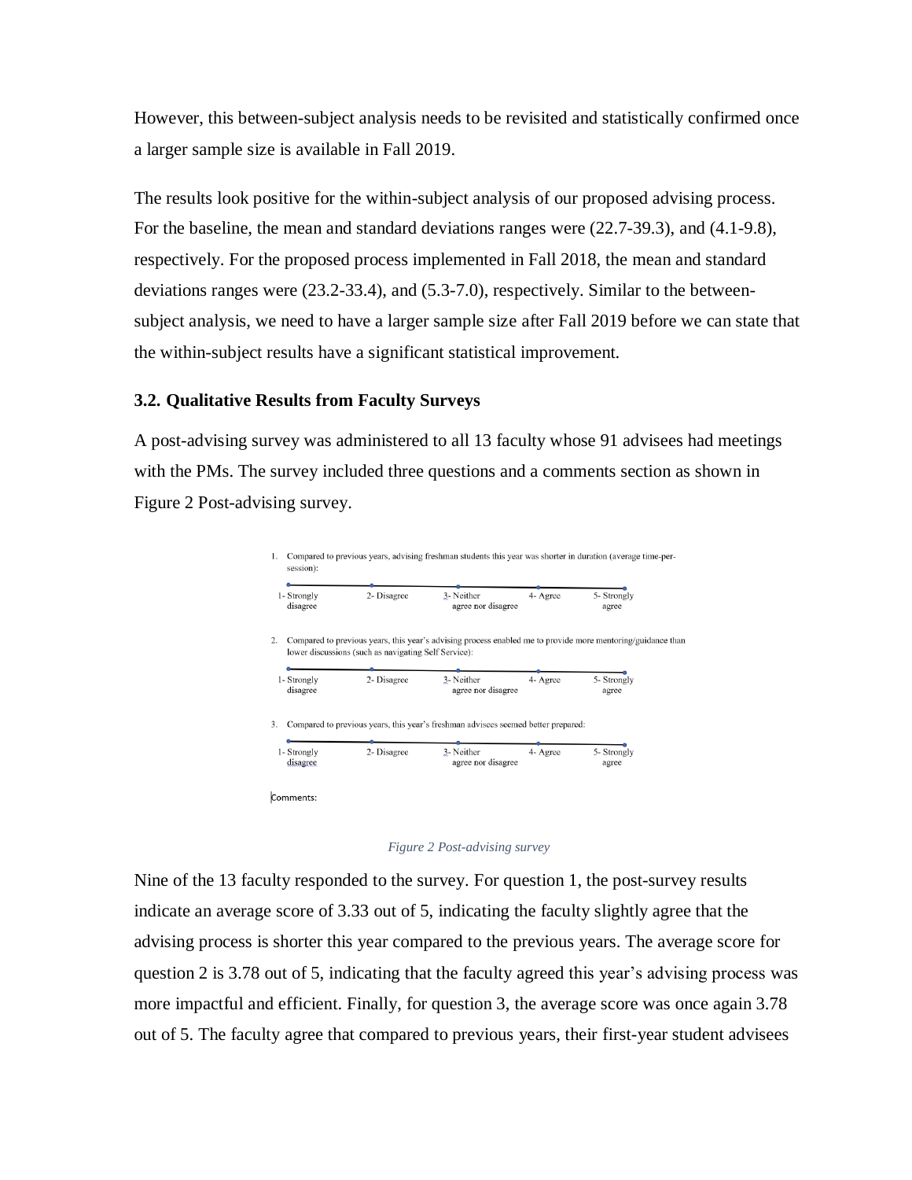However, this between-subject analysis needs to be revisited and statistically confirmed once a larger sample size is available in Fall 2019.

The results look positive for the within-subject analysis of our proposed advising process. For the baseline, the mean and standard deviations ranges were (22.7-39.3), and (4.1-9.8), respectively. For the proposed process implemented in Fall 2018, the mean and standard deviations ranges were (23.2-33.4), and (5.3-7.0), respectively. Similar to the between-subject analysis, we need to have a larger sample size after Fall 2019 before we can state that the within-subject results have a significant statistical improvement.

### 3.2. Qualitative Results from Faculty Surveys

A post-advising survey was administered to all 13 faculty whose 91 advisees had meetings with the PMs. The survey included three questions and a comments section as shown in Figure 2 Post-advising survey.

1. Compared to previous years, advising freshman students this year was shorter in duration (average time-per-session):

   1- Strongly disagree | 2- Disagree | 3- Neither agree nor disagree | 4- Agree | 5- Strongly agree

2. Compared to previous years, this year's advising process enabled me to provide more mentoring/guidance than lower discussions (such as navigating Self Service):

   1- Strongly disagree | 2- Disagree | 3- Neither agree nor disagree | 4- Agree | 5- Strongly agree

3. Compared to previous years, this year's freshman advisees seemed better prepared:

   1- Strongly disagree | 2- Disagree | 3- Neither agree nor disagree | 4- Agree | 5- Strongly agree

Comments:

*Figure 2 Post-advising survey*

Nine of the 13 faculty responded to the survey. For question 1, the post-survey results indicate an average score of 3.33 out of 5, indicating the faculty slightly agree that the advising process is shorter this year compared to the previous years. The average score for question 2 is 3.78 out of 5, indicating that the faculty agreed this year's advising process was more impactful and efficient. Finally, for question 3, the average score was once again 3.78 out of 5. The faculty agree that compared to previous years, their first-year student advisees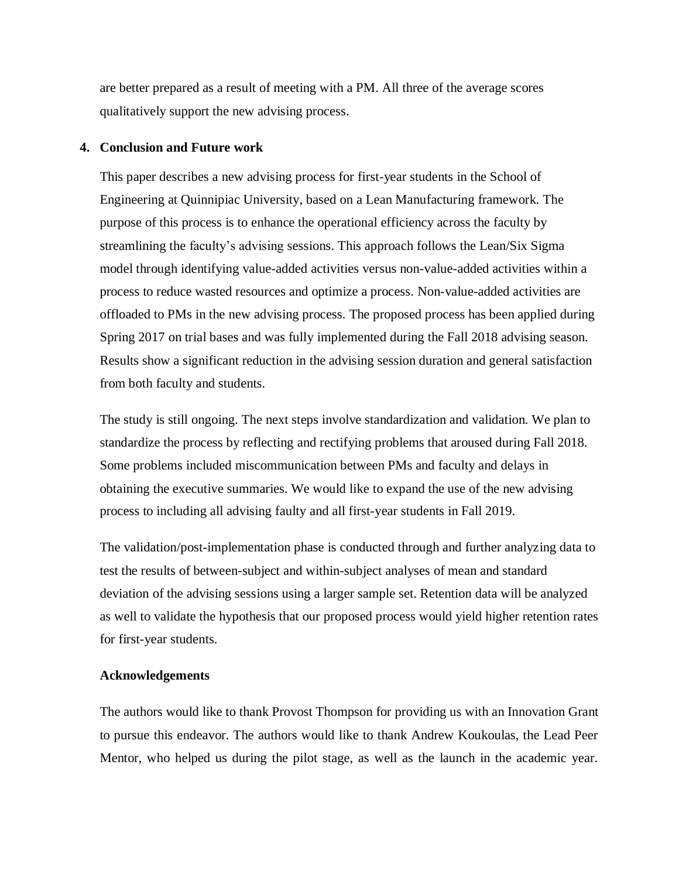are better prepared as a result of meeting with a PM. All three of the average scores qualitatively support the new advising process.

## 4. Conclusion and Future work

This paper describes a new advising process for first-year students in the School of Engineering at Quinnipiac University, based on a Lean Manufacturing framework. The purpose of this process is to enhance the operational efficiency across the faculty by streamlining the faculty's advising sessions. This approach follows the Lean/Six Sigma model through identifying value-added activities versus non-value-added activities within a process to reduce wasted resources and optimize a process. Non-value-added activities are offloaded to PMs in the new advising process. The proposed process has been applied during Spring 2017 on trial bases and was fully implemented during the Fall 2018 advising season. Results show a significant reduction in the advising session duration and general satisfaction from both faculty and students.

The study is still ongoing. The next steps involve standardization and validation. We plan to standardize the process by reflecting and rectifying problems that aroused during Fall 2018. Some problems included miscommunication between PMs and faculty and delays in obtaining the executive summaries. We would like to expand the use of the new advising process to including all advising faulty and all first-year students in Fall 2019.

The validation/post-implementation phase is conducted through and further analyzing data to test the results of between-subject and within-subject analyses of mean and standard deviation of the advising sessions using a larger sample set. Retention data will be analyzed as well to validate the hypothesis that our proposed process would yield higher retention rates for first-year students.

### Acknowledgements

The authors would like to thank Provost Thompson for providing us with an Innovation Grant to pursue this endeavor. The authors would like to thank Andrew Koukoulas, the Lead Peer Mentor, who helped us during the pilot stage, as well as the launch in the academic year.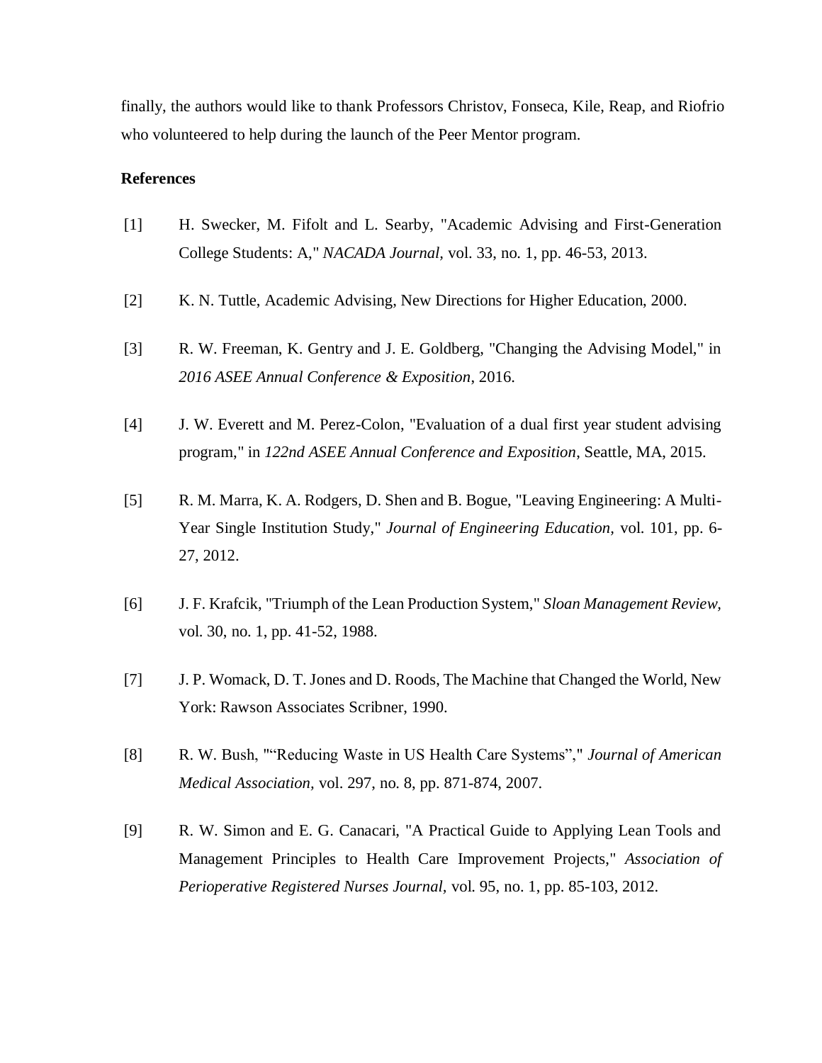finally, the authors would like to thank Professors Christov, Fonseca, Kile, Reap, and Riofrio who volunteered to help during the launch of the Peer Mentor program.

**References**

[1] H. Swecker, M. Fifolt and L. Searby, "Academic Advising and First-Generation College Students: A," *NACADA Journal,* vol. 33, no. 1, pp. 46-53, 2013.

[2] K. N. Tuttle, Academic Advising, New Directions for Higher Education, 2000.

[3] R. W. Freeman, K. Gentry and J. E. Goldberg, "Changing the Advising Model," in *2016 ASEE Annual Conference & Exposition*, 2016.

[4] J. W. Everett and M. Perez-Colon, "Evaluation of a dual first year student advising program," in *122nd ASEE Annual Conference and Exposition*, Seattle, MA, 2015.

[5] R. M. Marra, K. A. Rodgers, D. Shen and B. Bogue, "Leaving Engineering: A Multi-Year Single Institution Study," *Journal of Engineering Education,* vol. 101, pp. 6-27, 2012.

[6] J. F. Krafcik, "Triumph of the Lean Production System," *Sloan Management Review,* vol. 30, no. 1, pp. 41-52, 1988.

[7] J. P. Womack, D. T. Jones and D. Roods, The Machine that Changed the World, New York: Rawson Associates Scribner, 1990.

[8] R. W. Bush, ""Reducing Waste in US Health Care Systems"," *Journal of American Medical Association,* vol. 297, no. 8, pp. 871-874, 2007.

[9] R. W. Simon and E. G. Canacari, "A Practical Guide to Applying Lean Tools and Management Principles to Health Care Improvement Projects," *Association of Perioperative Registered Nurses Journal,* vol. 95, no. 1, pp. 85-103, 2012.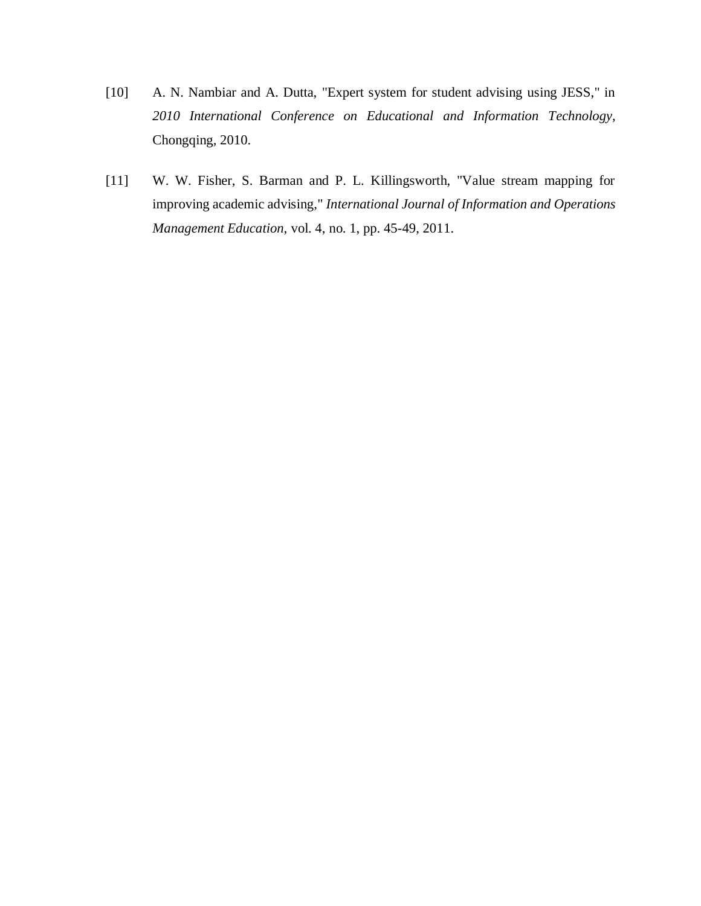[10] A. N. Nambiar and A. Dutta, "Expert system for student advising using JESS," in *2010 International Conference on Educational and Information Technology*, Chongqing, 2010.

[11] W. W. Fisher, S. Barman and P. L. Killingsworth, "Value stream mapping for improving academic advising," *International Journal of Information and Operations Management Education*, vol. 4, no. 1, pp. 45-49, 2011.